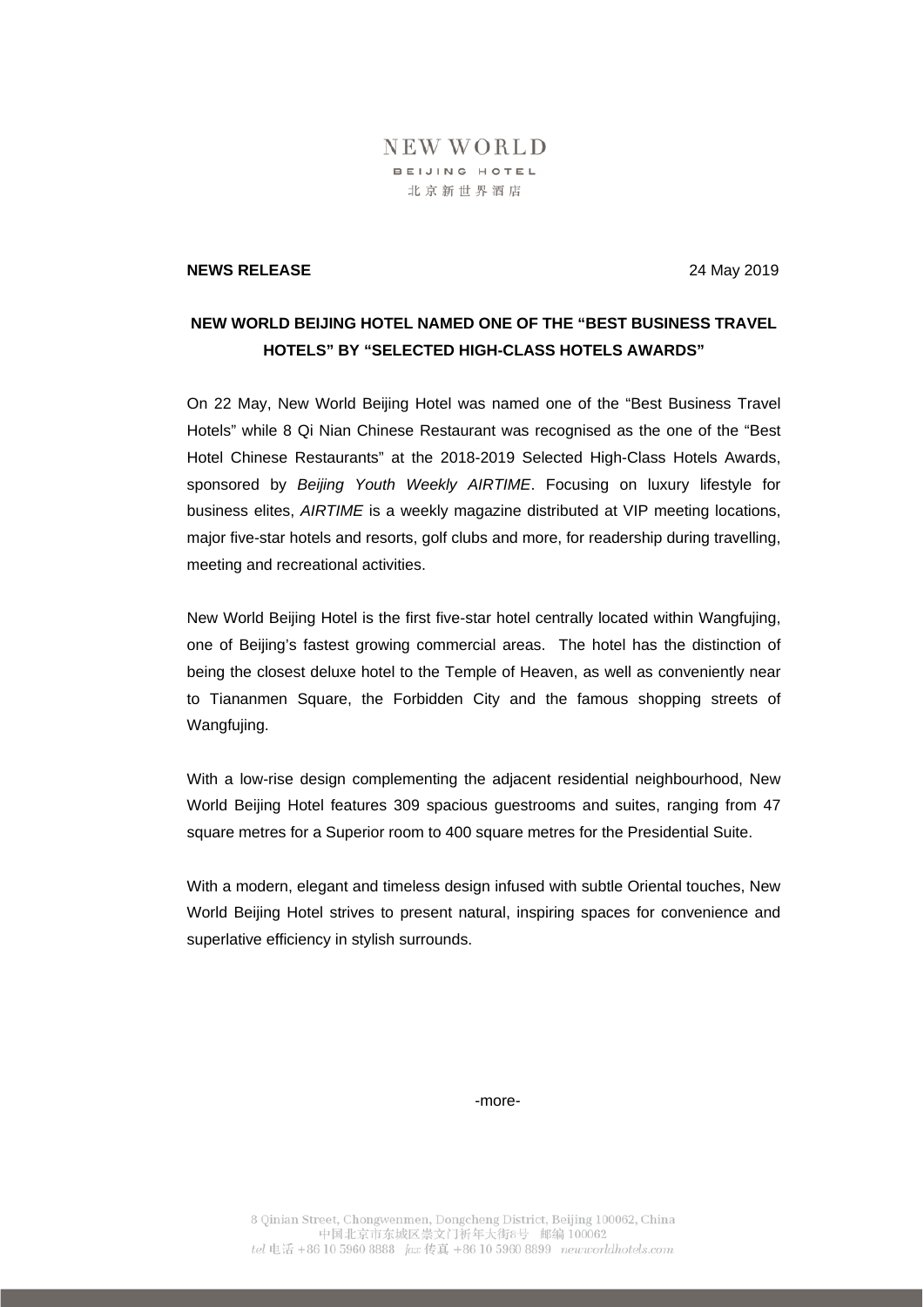NEW WORLD
BEIJING HOTEL
北京新世界酒店

**NEWS RELEASE** 24 May 2019

**NEW WORLD BEIJING HOTEL NAMED ONE OF THE "BEST BUSINESS TRAVEL HOTELS" BY "SELECTED HIGH-CLASS HOTELS AWARDS"**

On 22 May, New World Beijing Hotel was named one of the "Best Business Travel Hotels" while 8 Qi Nian Chinese Restaurant was recognised as the one of the "Best Hotel Chinese Restaurants" at the 2018-2019 Selected High-Class Hotels Awards, sponsored by *Beijing Youth Weekly AIRTIME*. Focusing on luxury lifestyle for business elites, *AIRTIME* is a weekly magazine distributed at VIP meeting locations, major five-star hotels and resorts, golf clubs and more, for readership during travelling, meeting and recreational activities.

New World Beijing Hotel is the first five-star hotel centrally located within Wangfujing, one of Beijing's fastest growing commercial areas. The hotel has the distinction of being the closest deluxe hotel to the Temple of Heaven, as well as conveniently near to Tiananmen Square, the Forbidden City and the famous shopping streets of Wangfujing.

With a low-rise design complementing the adjacent residential neighbourhood, New World Beijing Hotel features 309 spacious guestrooms and suites, ranging from 47 square metres for a Superior room to 400 square metres for the Presidential Suite.

With a modern, elegant and timeless design infused with subtle Oriental touches, New World Beijing Hotel strives to present natural, inspiring spaces for convenience and superlative efficiency in stylish surrounds.

-more-

8 Qinian Street, Chongwenmen, Dongcheng District, Beijing 100062, China
中国北京市东城区崇文门祈年大街8号 邮编 100062
tel 电话 +86 10 5960 8888 fax 传真 +86 10 5960 8899 newworldhotels.com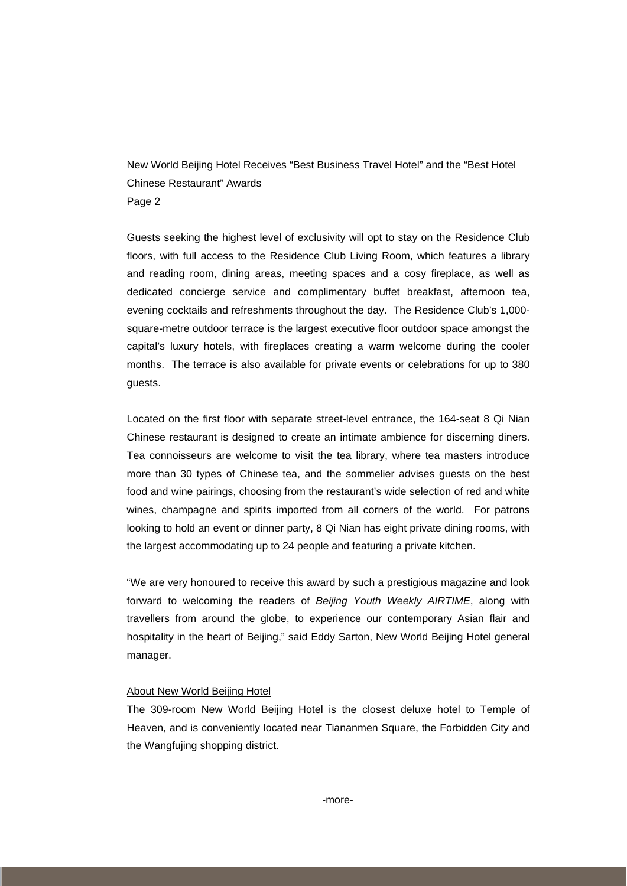Guests seeking the highest level of exclusivity will opt to stay on the Residence Club floors, with full access to the Residence Club Living Room, which features a library and reading room, dining areas, meeting spaces and a cosy fireplace, as well as dedicated concierge service and complimentary buffet breakfast, afternoon tea, evening cocktails and refreshments throughout the day. The Residence Club's 1,000-square-metre outdoor terrace is the largest executive floor outdoor space amongst the capital's luxury hotels, with fireplaces creating a warm welcome during the cooler months. The terrace is also available for private events or celebrations for up to 380 guests.

Located on the first floor with separate street-level entrance, the 164-seat 8 Qi Nian Chinese restaurant is designed to create an intimate ambience for discerning diners. Tea connoisseurs are welcome to visit the tea library, where tea masters introduce more than 30 types of Chinese tea, and the sommelier advises guests on the best food and wine pairings, choosing from the restaurant's wide selection of red and white wines, champagne and spirits imported from all corners of the world. For patrons looking to hold an event or dinner party, 8 Qi Nian has eight private dining rooms, with the largest accommodating up to 24 people and featuring a private kitchen.

"We are very honoured to receive this award by such a prestigious magazine and look forward to welcoming the readers of *Beijing Youth Weekly AIRTIME*, along with travellers from around the globe, to experience our contemporary Asian flair and hospitality in the heart of Beijing," said Eddy Sarton, New World Beijing Hotel general manager.

<u>About New World Beijing Hotel</u>

The 309-room New World Beijing Hotel is the closest deluxe hotel to Temple of Heaven, and is conveniently located near Tiananmen Square, the Forbidden City and the Wangfujing shopping district.

-more-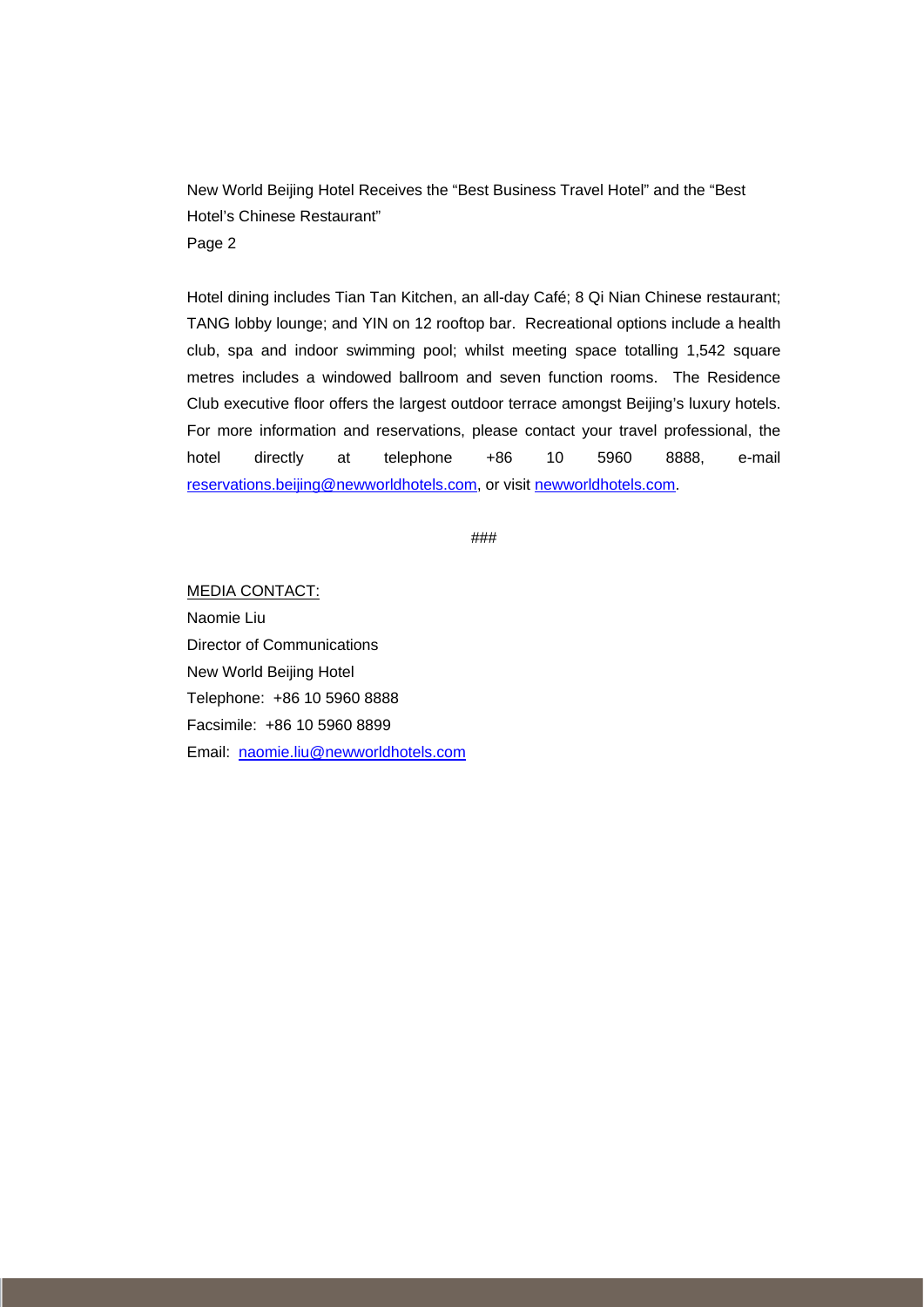Hotel dining includes Tian Tan Kitchen, an all-day Café; 8 Qi Nian Chinese restaurant; TANG lobby lounge; and YIN on 12 rooftop bar. Recreational options include a health club, spa and indoor swimming pool; whilst meeting space totalling 1,542 square metres includes a windowed ballroom and seven function rooms. The Residence Club executive floor offers the largest outdoor terrace amongst Beijing's luxury hotels. For more information and reservations, please contact your travel professional, the hotel directly at telephone +86 10 5960 8888, e-mail reservations.beijing@newworldhotels.com, or visit newworldhotels.com.

###

MEDIA CONTACT:

Naomie Liu
Director of Communications
New World Beijing Hotel
Telephone: +86 10 5960 8888
Facsimile: +86 10 5960 8899
Email: naomie.liu@newworldhotels.com